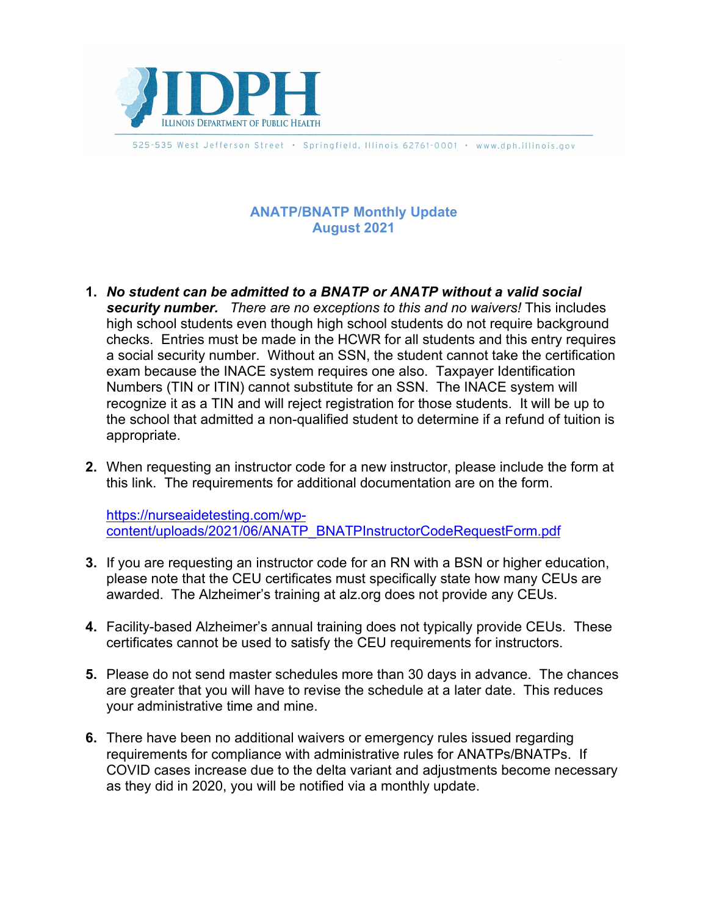# IDPH

ILLINOIS DEPARTMENT OF PUBLIC HEALTH

525-535 West Jefferson Street • Springfield, Illinois 62761-0001 • www.dph.illinois.gov

## ANATP/BNATP Monthly Update
## August 2021

1. ***No student can be admitted to a BNATP or ANATP without a valid social security number.*** *There are no exceptions to this and no waivers!* This includes high school students even though high school students do not require background checks. Entries must be made in the HCWR for all students and this entry requires a social security number. Without an SSN, the student cannot take the certification exam because the INACE system requires one also. Taxpayer Identification Numbers (TIN or ITIN) cannot substitute for an SSN. The INACE system will recognize it as a TIN and will reject registration for those students. It will be up to the school that admitted a non-qualified student to determine if a refund of tuition is appropriate.

2. When requesting an instructor code for a new instructor, please include the form at this link. The requirements for additional documentation are on the form.

   https://nurseaidetesting.com/wp-content/uploads/2021/06/ANATP_BNATPInstructorCodeRequestForm.pdf

3. If you are requesting an instructor code for an RN with a BSN or higher education, please note that the CEU certificates must specifically state how many CEUs are awarded. The Alzheimer's training at alz.org does not provide any CEUs.

4. Facility-based Alzheimer's annual training does not typically provide CEUs. These certificates cannot be used to satisfy the CEU requirements for instructors.

5. Please do not send master schedules more than 30 days in advance. The chances are greater that you will have to revise the schedule at a later date. This reduces your administrative time and mine.

6. There have been no additional waivers or emergency rules issued regarding requirements for compliance with administrative rules for ANATPs/BNATPs. If COVID cases increase due to the delta variant and adjustments become necessary as they did in 2020, you will be notified via a monthly update.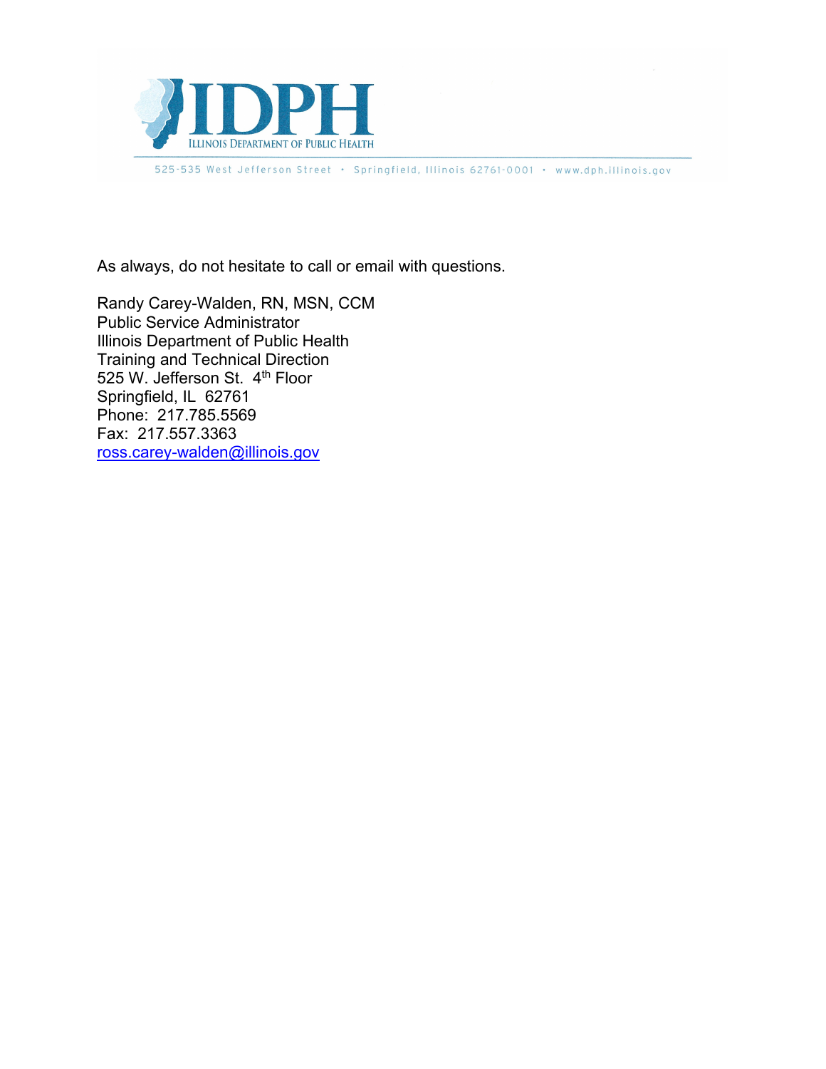IDPH

ILLINOIS DEPARTMENT OF PUBLIC HEALTH

525-535 West Jefferson Street • Springfield, Illinois 62761-0001 • www.dph.illinois.gov

As always, do not hesitate to call or email with questions.

Randy Carey-Walden, RN, MSN, CCM
Public Service Administrator
Illinois Department of Public Health
Training and Technical Direction
525 W. Jefferson St. 4th Floor
Springfield, IL 62761
Phone: 217.785.5569
Fax: 217.557.3363
ross.carey-walden@illinois.gov